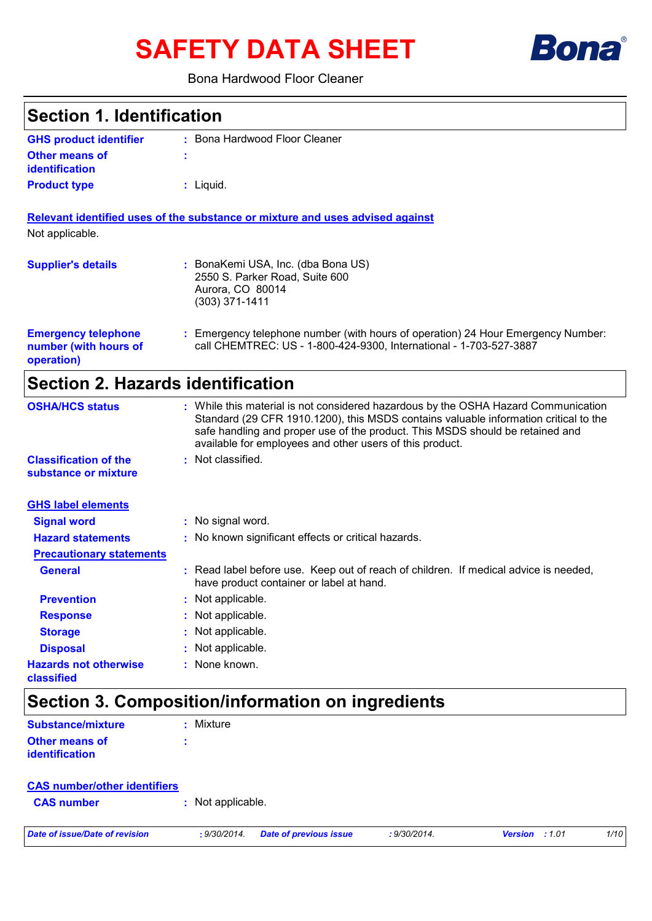# SAFETY DATA SHEET

Bona Hardwood Floor Cleaner

## Section 1. Identification

**GHS product identifier** : Bona Hardwood Floor Cleaner

**Other means of identification** :

**Product type** : Liquid.

**Relevant identified uses of the substance or mixture and uses advised against**

Not applicable.

**Supplier's details** : BonaKemi USA, Inc. (dba Bona US)
2550 S. Parker Road, Suite 600
Aurora, CO 80014
(303) 371-1411

**Emergency telephone number (with hours of operation)** : Emergency telephone number (with hours of operation) 24 Hour Emergency Number: call CHEMTREC: US - 1-800-424-9300, International - 1-703-527-3887

## Section 2. Hazards identification

**OSHA/HCS status** : While this material is not considered hazardous by the OSHA Hazard Communication Standard (29 CFR 1910.1200), this MSDS contains valuable information critical to the safe handling and proper use of the product. This MSDS should be retained and available for employees and other users of this product.

**Classification of the substance or mixture** : Not classified.

**GHS label elements**

**Signal word** : No signal word.

**Hazard statements** : No known significant effects or critical hazards.

**Precautionary statements**

**General** : Read label before use. Keep out of reach of children. If medical advice is needed, have product container or label at hand.

**Prevention** : Not applicable.

**Response** : Not applicable.

**Storage** : Not applicable.

**Disposal** : Not applicable.

**Hazards not otherwise classified** : None known.

## Section 3. Composition/information on ingredients

**Substance/mixture** : Mixture

**Other means of identification** :

**CAS number/other identifiers**

**CAS number** : Not applicable.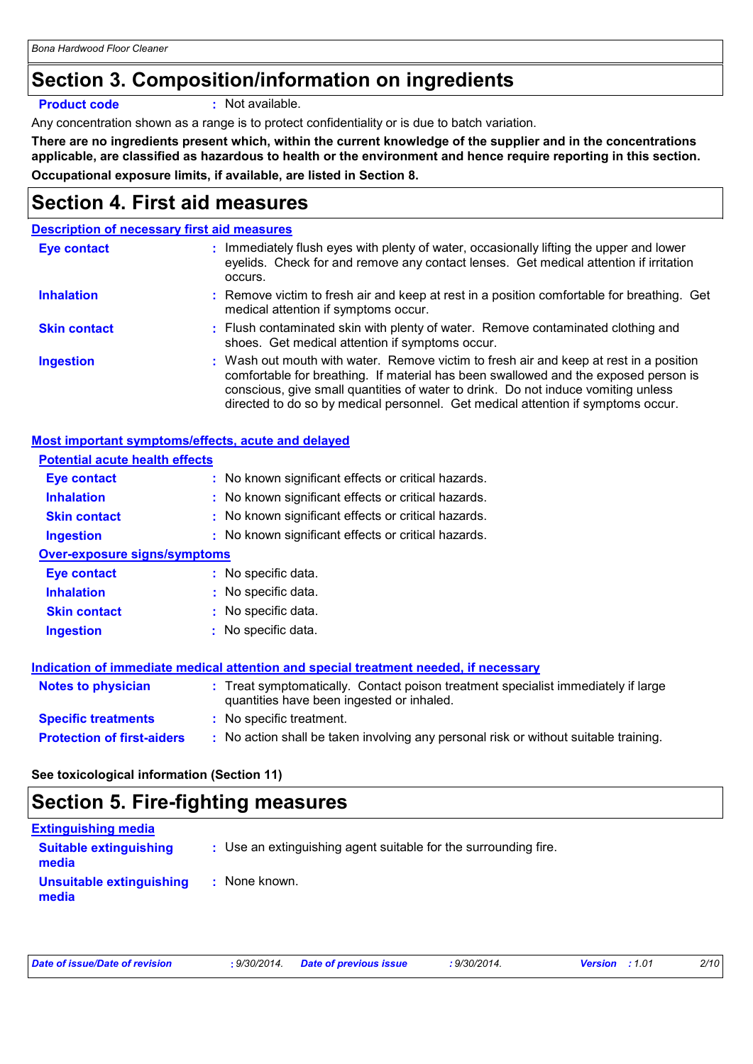## Section 3. Composition/information on ingredients

**Product code** : Not available.

Any concentration shown as a range is to protect confidentiality or is due to batch variation.

**There are no ingredients present which, within the current knowledge of the supplier and in the concentrations applicable, are classified as hazardous to health or the environment and hence require reporting in this section.**

**Occupational exposure limits, if available, are listed in Section 8.**

## Section 4. First aid measures

**Description of necessary first aid measures**

**Eye contact** : Immediately flush eyes with plenty of water, occasionally lifting the upper and lower eyelids. Check for and remove any contact lenses. Get medical attention if irritation occurs.

**Inhalation** : Remove victim to fresh air and keep at rest in a position comfortable for breathing. Get medical attention if symptoms occur.

**Skin contact** : Flush contaminated skin with plenty of water. Remove contaminated clothing and shoes. Get medical attention if symptoms occur.

**Ingestion** : Wash out mouth with water. Remove victim to fresh air and keep at rest in a position comfortable for breathing. If material has been swallowed and the exposed person is conscious, give small quantities of water to drink. Do not induce vomiting unless directed to do so by medical personnel. Get medical attention if symptoms occur.

**Most important symptoms/effects, acute and delayed**

**Potential acute health effects**

**Eye contact** : No known significant effects or critical hazards.

**Inhalation** : No known significant effects or critical hazards.

**Skin contact** : No known significant effects or critical hazards.

**Ingestion** : No known significant effects or critical hazards.

**Over-exposure signs/symptoms**

**Eye contact** : No specific data.

**Inhalation** : No specific data.

**Skin contact** : No specific data.

**Ingestion** : No specific data.

**Indication of immediate medical attention and special treatment needed, if necessary**

**Notes to physician** : Treat symptomatically. Contact poison treatment specialist immediately if large quantities have been ingested or inhaled.

**Specific treatments** : No specific treatment.

**Protection of first-aiders** : No action shall be taken involving any personal risk or without suitable training.

**See toxicological information (Section 11)**

## Section 5. Fire-fighting measures

**Extinguishing media**

**Suitable extinguishing media** : Use an extinguishing agent suitable for the surrounding fire.

**Unsuitable extinguishing media** : None known.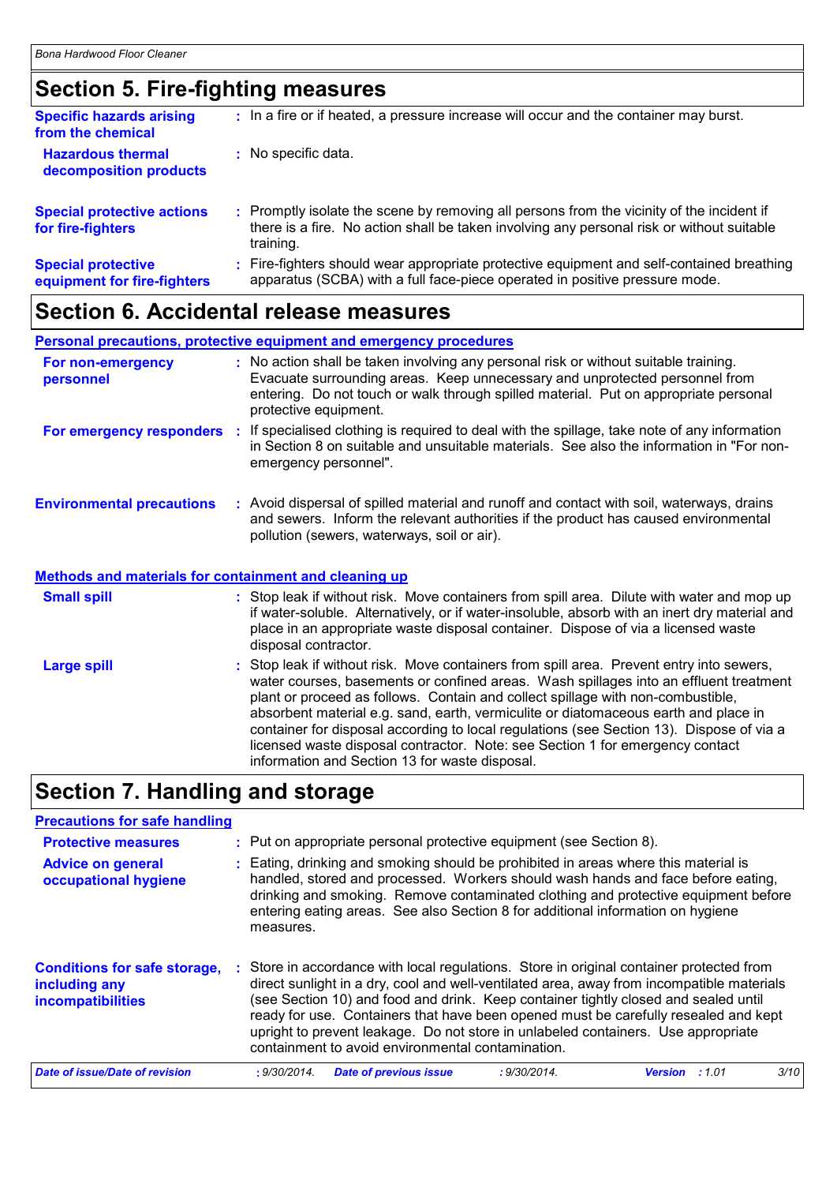## Section 5. Fire-fighting measures

| | |
|---|---|
| **Specific hazards arising from the chemical** | : In a fire or if heated, a pressure increase will occur and the container may burst. |
| **Hazardous thermal decomposition products** | : No specific data. |
| **Special protective actions for fire-fighters** | : Promptly isolate the scene by removing all persons from the vicinity of the incident if there is a fire. No action shall be taken involving any personal risk or without suitable training. |
| **Special protective equipment for fire-fighters** | : Fire-fighters should wear appropriate protective equipment and self-contained breathing apparatus (SCBA) with a full face-piece operated in positive pressure mode. |

## Section 6. Accidental release measures

### Personal precautions, protective equipment and emergency procedures

| | |
|---|---|
| **For non-emergency personnel** | : No action shall be taken involving any personal risk or without suitable training. Evacuate surrounding areas. Keep unnecessary and unprotected personnel from entering. Do not touch or walk through spilled material. Put on appropriate personal protective equipment. |
| **For emergency responders** | : If specialised clothing is required to deal with the spillage, take note of any information in Section 8 on suitable and unsuitable materials. See also the information in "For non-emergency personnel". |
| **Environmental precautions** | : Avoid dispersal of spilled material and runoff and contact with soil, waterways, drains and sewers. Inform the relevant authorities if the product has caused environmental pollution (sewers, waterways, soil or air). |

### Methods and materials for containment and cleaning up

| | |
|---|---|
| **Small spill** | : Stop leak if without risk. Move containers from spill area. Dilute with water and mop up if water-soluble. Alternatively, or if water-insoluble, absorb with an inert dry material and place in an appropriate waste disposal container. Dispose of via a licensed waste disposal contractor. |
| **Large spill** | : Stop leak if without risk. Move containers from spill area. Prevent entry into sewers, water courses, basements or confined areas. Wash spillages into an effluent treatment plant or proceed as follows. Contain and collect spillage with non-combustible, absorbent material e.g. sand, earth, vermiculite or diatomaceous earth and place in container for disposal according to local regulations (see Section 13). Dispose of via a licensed waste disposal contractor. Note: see Section 1 for emergency contact information and Section 13 for waste disposal. |

## Section 7. Handling and storage

### Precautions for safe handling

| | |
|---|---|
| **Protective measures** | : Put on appropriate personal protective equipment (see Section 8). |
| **Advice on general occupational hygiene** | : Eating, drinking and smoking should be prohibited in areas where this material is handled, stored and processed. Workers should wash hands and face before eating, drinking and smoking. Remove contaminated clothing and protective equipment before entering eating areas. See also Section 8 for additional information on hygiene measures. |
| **Conditions for safe storage, including any incompatibilities** | : Store in accordance with local regulations. Store in original container protected from direct sunlight in a dry, cool and well-ventilated area, away from incompatible materials (see Section 10) and food and drink. Keep container tightly closed and sealed until ready for use. Containers that have been opened must be carefully resealed and kept upright to prevent leakage. Do not store in unlabeled containers. Use appropriate containment to avoid environmental contamination. |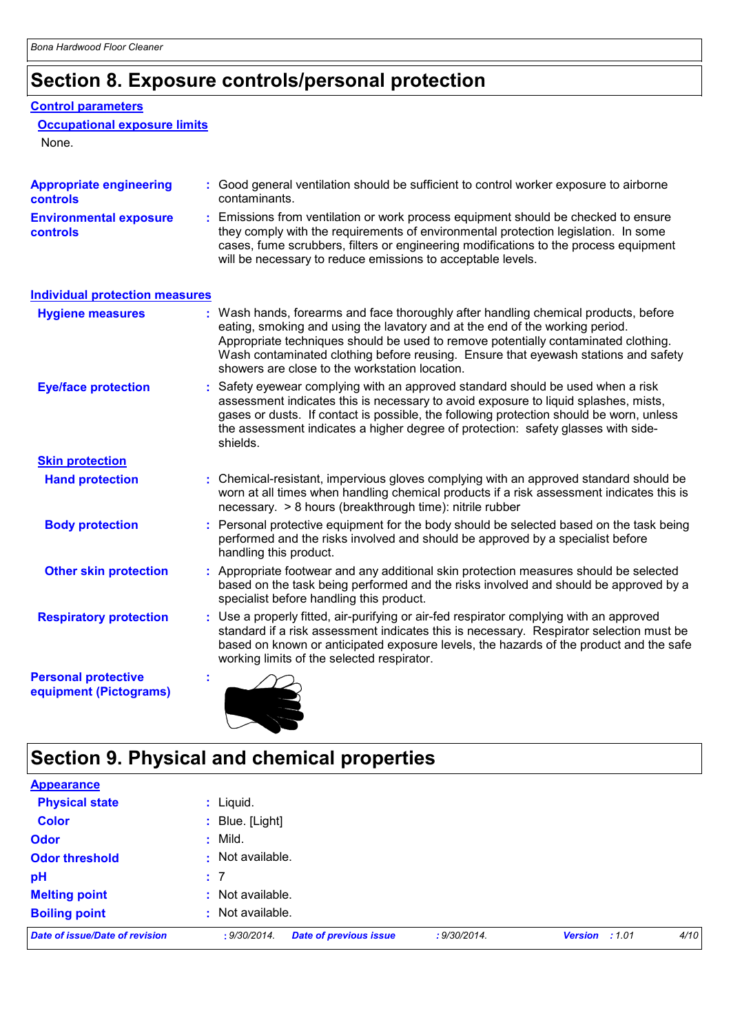# Section 8. Exposure controls/personal protection

## Control parameters

### Occupational exposure limits

None.

**Appropriate engineering controls** : Good general ventilation should be sufficient to control worker exposure to airborne contaminants.

**Environmental exposure controls** : Emissions from ventilation or work process equipment should be checked to ensure they comply with the requirements of environmental protection legislation. In some cases, fume scrubbers, filters or engineering modifications to the process equipment will be necessary to reduce emissions to acceptable levels.

## Individual protection measures

**Hygiene measures** : Wash hands, forearms and face thoroughly after handling chemical products, before eating, smoking and using the lavatory and at the end of the working period. Appropriate techniques should be used to remove potentially contaminated clothing. Wash contaminated clothing before reusing. Ensure that eyewash stations and safety showers are close to the workstation location.

**Eye/face protection** : Safety eyewear complying with an approved standard should be used when a risk assessment indicates this is necessary to avoid exposure to liquid splashes, mists, gases or dusts. If contact is possible, the following protection should be worn, unless the assessment indicates a higher degree of protection: safety glasses with side-shields.

### Skin protection

**Hand protection** : Chemical-resistant, impervious gloves complying with an approved standard should be worn at all times when handling chemical products if a risk assessment indicates this is necessary. > 8 hours (breakthrough time): nitrile rubber

**Body protection** : Personal protective equipment for the body should be selected based on the task being performed and the risks involved and should be approved by a specialist before handling this product.

**Other skin protection** : Appropriate footwear and any additional skin protection measures should be selected based on the task being performed and the risks involved and should be approved by a specialist before handling this product.

**Respiratory protection** : Use a properly fitted, air-purifying or air-fed respirator complying with an approved standard if a risk assessment indicates this is necessary. Respirator selection must be based on known or anticipated exposure levels, the hazards of the product and the safe working limits of the selected respirator.

**Personal protective equipment (Pictograms)** :

# Section 9. Physical and chemical properties

## Appearance

| | |
|---|---|
| **Physical state** | : Liquid. |
| **Color** | : Blue. [Light] |
| **Odor** | : Mild. |
| **Odor threshold** | : Not available. |
| **pH** | : 7 |
| **Melting point** | : Not available. |
| **Boiling point** | : Not available. |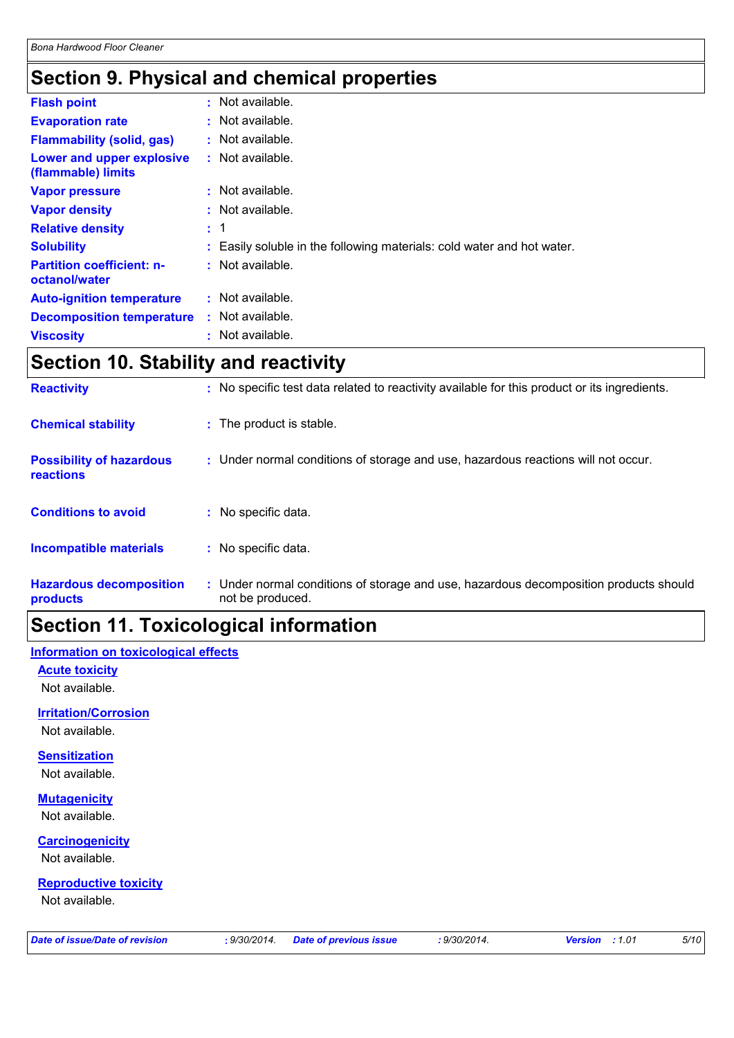## Section 9. Physical and chemical properties

| | |
|---|---|
| **Flash point** | : Not available. |
| **Evaporation rate** | : Not available. |
| **Flammability (solid, gas)** | : Not available. |
| **Lower and upper explosive (flammable) limits** | : Not available. |
| **Vapor pressure** | : Not available. |
| **Vapor density** | : Not available. |
| **Relative density** | : 1 |
| **Solubility** | : Easily soluble in the following materials: cold water and hot water. |
| **Partition coefficient: n-octanol/water** | : Not available. |
| **Auto-ignition temperature** | : Not available. |
| **Decomposition temperature** | : Not available. |
| **Viscosity** | : Not available. |

## Section 10. Stability and reactivity

| | |
|---|---|
| **Reactivity** | : No specific test data related to reactivity available for this product or its ingredients. |
| **Chemical stability** | : The product is stable. |
| **Possibility of hazardous reactions** | : Under normal conditions of storage and use, hazardous reactions will not occur. |
| **Conditions to avoid** | : No specific data. |
| **Incompatible materials** | : No specific data. |
| **Hazardous decomposition products** | : Under normal conditions of storage and use, hazardous decomposition products should not be produced. |

## Section 11. Toxicological information

### Information on toxicological effects

**Acute toxicity**

Not available.

**Irritation/Corrosion**

Not available.

**Sensitization**

Not available.

**Mutagenicity**

Not available.

**Carcinogenicity**

Not available.

**Reproductive toxicity**

Not available.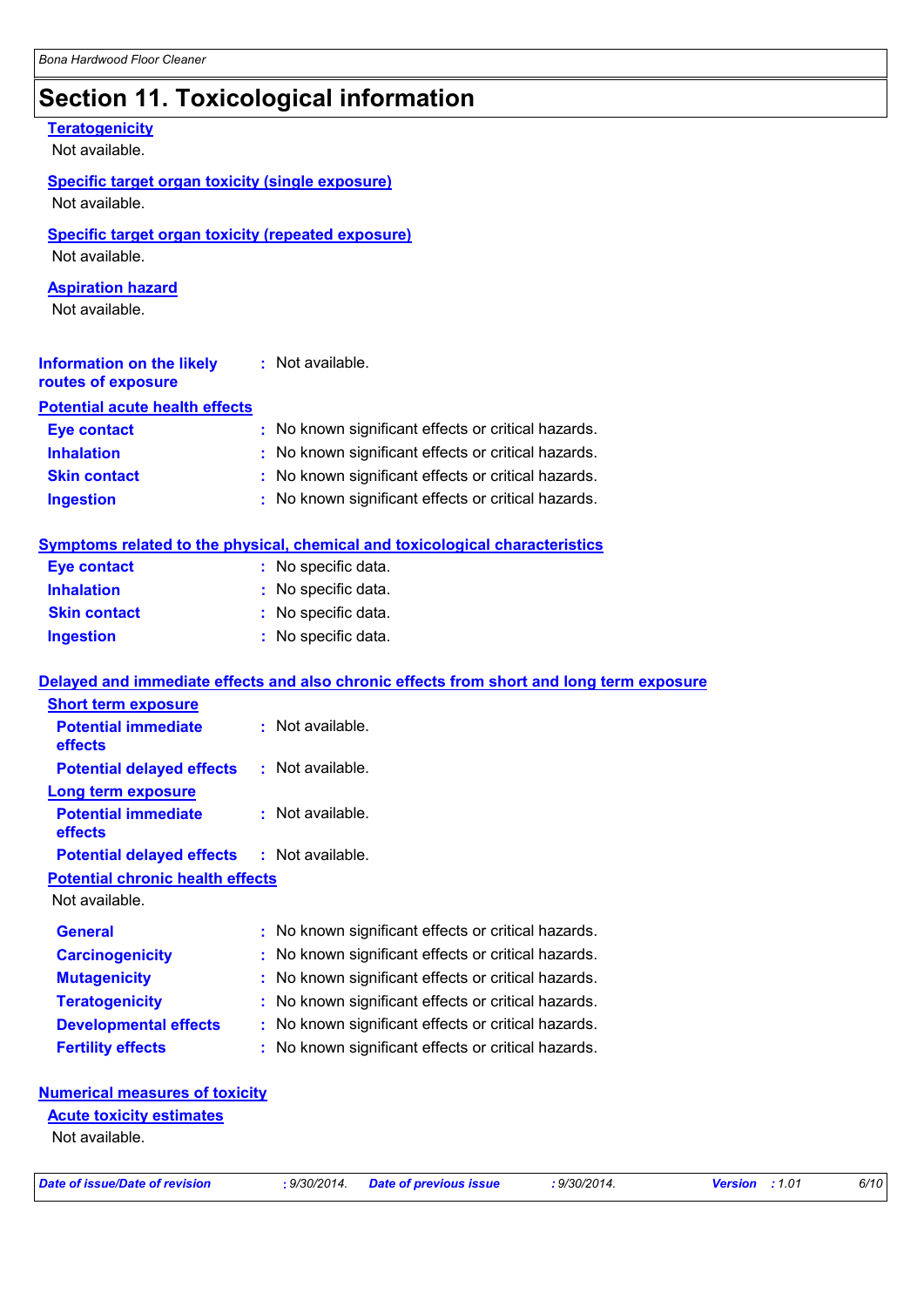# Section 11. Toxicological information

**Teratogenicity**

Not available.

**Specific target organ toxicity (single exposure)**

Not available.

**Specific target organ toxicity (repeated exposure)**

Not available.

**Aspiration hazard**

Not available.

**Information on the likely routes of exposure** : Not available.

**Potential acute health effects**

**Eye contact** : No known significant effects or critical hazards.
**Inhalation** : No known significant effects or critical hazards.
**Skin contact** : No known significant effects or critical hazards.
**Ingestion** : No known significant effects or critical hazards.

**Symptoms related to the physical, chemical and toxicological characteristics**

**Eye contact** : No specific data.
**Inhalation** : No specific data.
**Skin contact** : No specific data.
**Ingestion** : No specific data.

**Delayed and immediate effects and also chronic effects from short and long term exposure**

**Short term exposure**

**Potential immediate effects** : Not available.
**Potential delayed effects** : Not available.

**Long term exposure**

**Potential immediate effects** : Not available.
**Potential delayed effects** : Not available.

**Potential chronic health effects**

Not available.

**General** : No known significant effects or critical hazards.
**Carcinogenicity** : No known significant effects or critical hazards.
**Mutagenicity** : No known significant effects or critical hazards.
**Teratogenicity** : No known significant effects or critical hazards.
**Developmental effects** : No known significant effects or critical hazards.
**Fertility effects** : No known significant effects or critical hazards.

**Numerical measures of toxicity**

**Acute toxicity estimates**

Not available.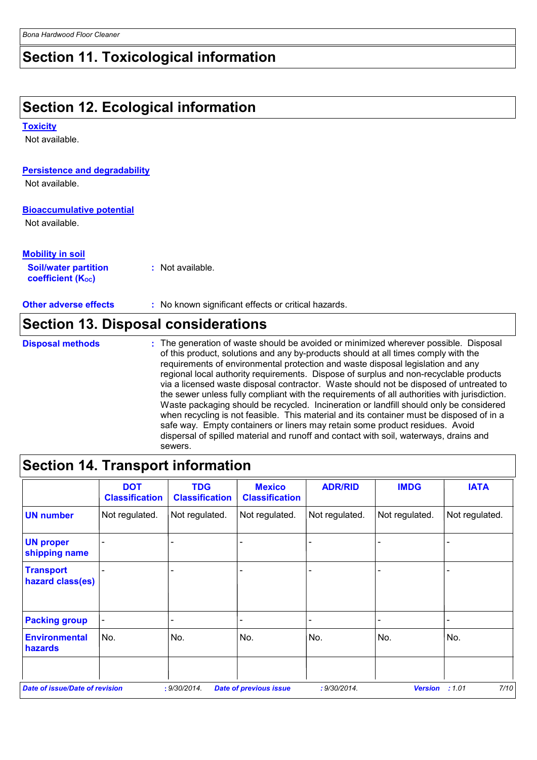## Section 11. Toxicological information

## Section 12. Ecological information

**Toxicity**

Not available.

**Persistence and degradability**

Not available.

**Bioaccumulative potential**

Not available.

**Mobility in soil**

**Soil/water partition coefficient ($K_{OC}$)** : Not available.

**Other adverse effects** : No known significant effects or critical hazards.

## Section 13. Disposal considerations

**Disposal methods** : The generation of waste should be avoided or minimized wherever possible. Disposal of this product, solutions and any by-products should at all times comply with the requirements of environmental protection and waste disposal legislation and any regional local authority requirements. Dispose of surplus and non-recyclable products via a licensed waste disposal contractor. Waste should not be disposed of untreated to the sewer unless fully compliant with the requirements of all authorities with jurisdiction. Waste packaging should be recycled. Incineration or landfill should only be considered when recycling is not feasible. This material and its container must be disposed of in a safe way. Empty containers or liners may retain some product residues. Avoid dispersal of spilled material and runoff and contact with soil, waterways, drains and sewers.

## Section 14. Transport information

| | DOT Classification | TDG Classification | Mexico Classification | ADR/RID | IMDG | IATA |
|---|---|---|---|---|---|---|
| **UN number** | Not regulated. | Not regulated. | Not regulated. | Not regulated. | Not regulated. | Not regulated. |
| **UN proper shipping name** | - | - | - | - | - | - |
| **Transport hazard class(es)** | - | - | - | - | - | - |
| **Packing group** | - | - | - | - | - | - |
| **Environmental hazards** | No. | No. | No. | No. | No. | No. |
| | | | | | | |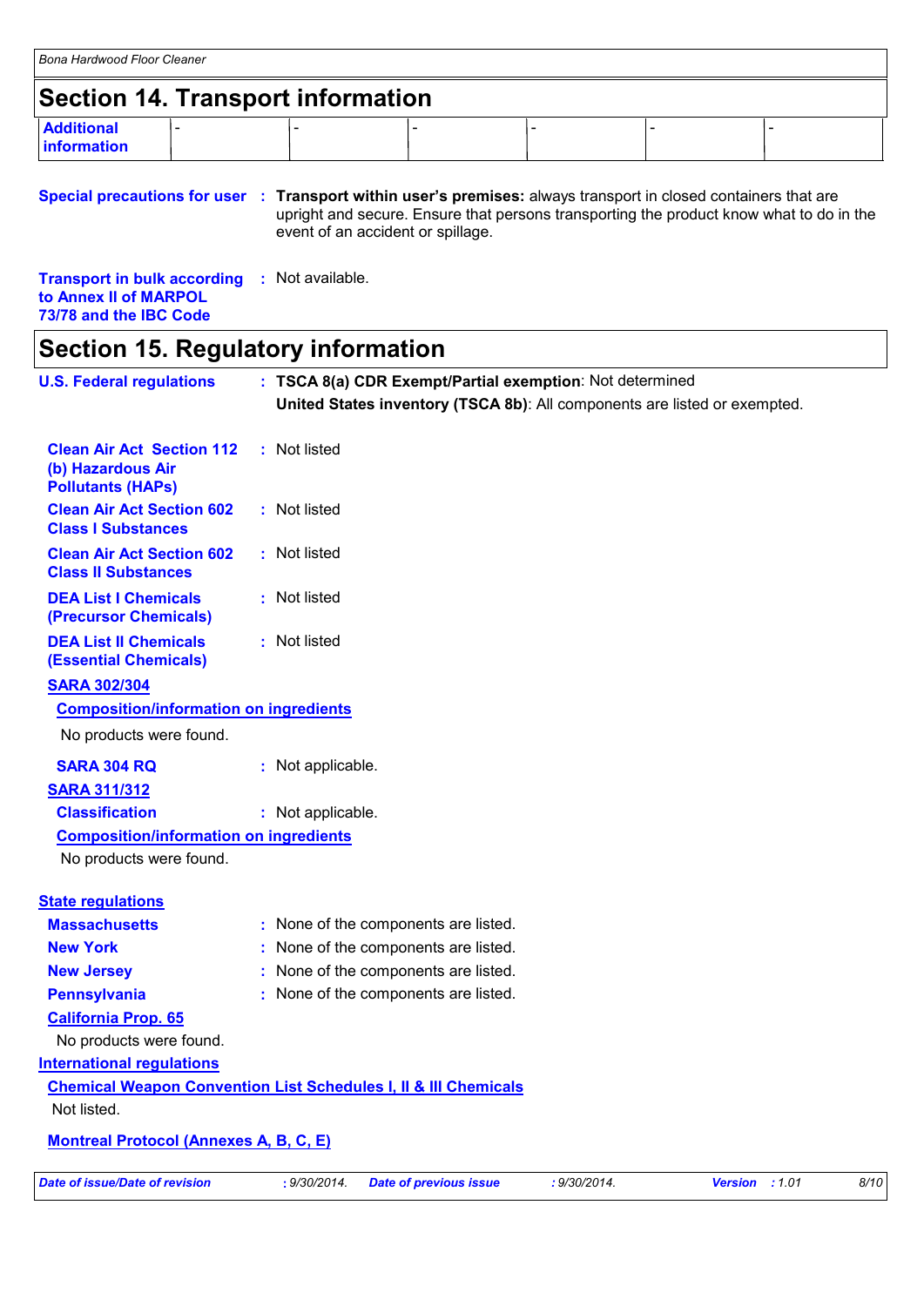## Section 14. Transport information

| Additional information | - | - | - | - | - | - |
|---|---|---|---|---|---|---|

**Special precautions for user** : **Transport within user's premises:** always transport in closed containers that are upright and secure. Ensure that persons transporting the product know what to do in the event of an accident or spillage.

**Transport in bulk according to Annex II of MARPOL 73/78 and the IBC Code** : Not available.

## Section 15. Regulatory information

**U.S. Federal regulations** : **TSCA 8(a) CDR Exempt/Partial exemption**: Not determined

**United States inventory (TSCA 8b)**: All components are listed or exempted.

**Clean Air Act Section 112 (b) Hazardous Air Pollutants (HAPs)** : Not listed

**Clean Air Act Section 602 Class I Substances** : Not listed

**Clean Air Act Section 602 Class II Substances** : Not listed

**DEA List I Chemicals (Precursor Chemicals)** : Not listed

**DEA List II Chemicals (Essential Chemicals)** : Not listed

**SARA 302/304**

**Composition/information on ingredients**

No products were found.

**SARA 304 RQ** : Not applicable.

**SARA 311/312**

**Classification** : Not applicable.

**Composition/information on ingredients**

No products were found.

**State regulations**

**Massachusetts** : None of the components are listed.

**New York** : None of the components are listed.

**New Jersey** : None of the components are listed.

**Pennsylvania** : None of the components are listed.

**California Prop. 65**

No products were found.

**International regulations**

**Chemical Weapon Convention List Schedules I, II & III Chemicals**

Not listed.

**Montreal Protocol (Annexes A, B, C, E)**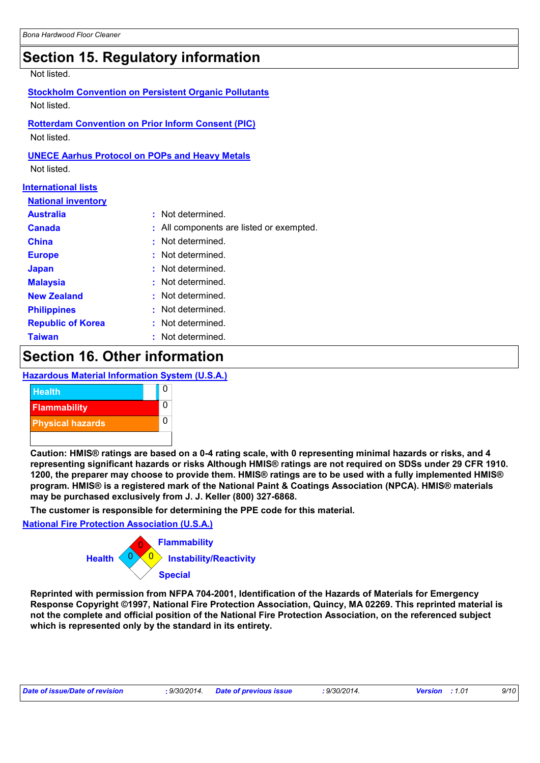## Section 15. Regulatory information

Not listed.

**Stockholm Convention on Persistent Organic Pollutants**

Not listed.

**Rotterdam Convention on Prior Inform Consent (PIC)**

Not listed.

**UNECE Aarhus Protocol on POPs and Heavy Metals**

Not listed.

**International lists**

**National inventory**

| | |
|---|---|
| **Australia** | : Not determined. |
| **Canada** | : All components are listed or exempted. |
| **China** | : Not determined. |
| **Europe** | : Not determined. |
| **Japan** | : Not determined. |
| **Malaysia** | : Not determined. |
| **New Zealand** | : Not determined. |
| **Philippines** | : Not determined. |
| **Republic of Korea** | : Not determined. |
| **Taiwan** | : Not determined. |

## Section 16. Other information

**Hazardous Material Information System (U.S.A.)**

| | |
|---|---|
| Health | 0 |
| Flammability | 0 |
| Physical hazards | 0 |

**Caution: HMIS® ratings are based on a 0-4 rating scale, with 0 representing minimal hazards or risks, and 4 representing significant hazards or risks Although HMIS® ratings are not required on SDSs under 29 CFR 1910. 1200, the preparer may choose to provide them. HMIS® ratings are to be used with a fully implemented HMIS® program. HMIS® is a registered mark of the National Paint & Coatings Association (NPCA). HMIS® materials may be purchased exclusively from J. J. Keller (800) 327-6868.**

**The customer is responsible for determining the PPE code for this material.**

**National Fire Protection Association (U.S.A.)**

- Health: 0
- Flammability: 0
- Instability/Reactivity: 0
- Special:

**Reprinted with permission from NFPA 704-2001, Identification of the Hazards of Materials for Emergency Response Copyright ©1997, National Fire Protection Association, Quincy, MA 02269. This reprinted material is not the complete and official position of the National Fire Protection Association, on the referenced subject which is represented only by the standard in its entirety.**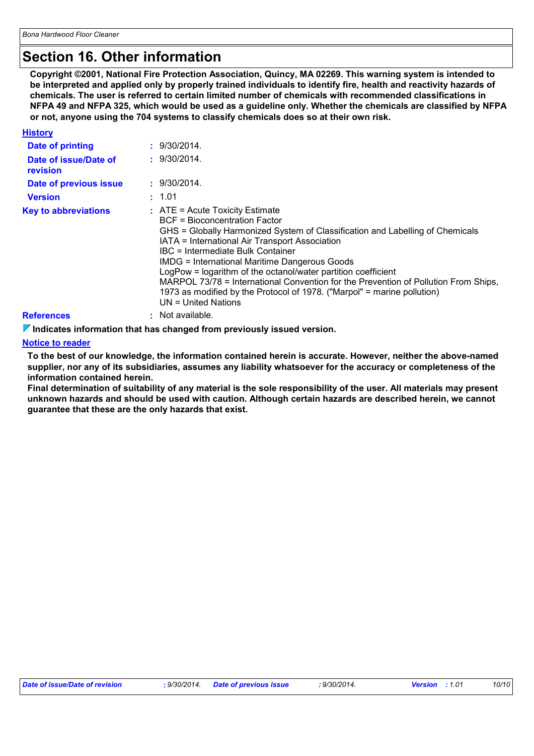# Section 16. Other information

**Copyright ©2001, National Fire Protection Association, Quincy, MA 02269. This warning system is intended to be interpreted and applied only by properly trained individuals to identify fire, health and reactivity hazards of chemicals. The user is referred to certain limited number of chemicals with recommended classifications in NFPA 49 and NFPA 325, which would be used as a guideline only. Whether the chemicals are classified by NFPA or not, anyone using the 704 systems to classify chemicals does so at their own risk.**

## History

| | |
|---|---|
| **Date of printing** | : 9/30/2014. |
| **Date of issue/Date of revision** | : 9/30/2014. |
| **Date of previous issue** | : 9/30/2014. |
| **Version** | : 1.01 |

**Key to abbreviations** : ATE = Acute Toxicity Estimate
BCF = Bioconcentration Factor
GHS = Globally Harmonized System of Classification and Labelling of Chemicals
IATA = International Air Transport Association
IBC = Intermediate Bulk Container
IMDG = International Maritime Dangerous Goods
LogPow = logarithm of the octanol/water partition coefficient
MARPOL 73/78 = International Convention for the Prevention of Pollution From Ships, 1973 as modified by the Protocol of 1978. ("Marpol" = marine pollution)
UN = United Nations

**References** : Not available.

**Indicates information that has changed from previously issued version.**

## Notice to reader

**To the best of our knowledge, the information contained herein is accurate. However, neither the above-named supplier, nor any of its subsidiaries, assumes any liability whatsoever for the accuracy or completeness of the information contained herein.**
**Final determination of suitability of any material is the sole responsibility of the user. All materials may present unknown hazards and should be used with caution. Although certain hazards are described herein, we cannot guarantee that these are the only hazards that exist.**